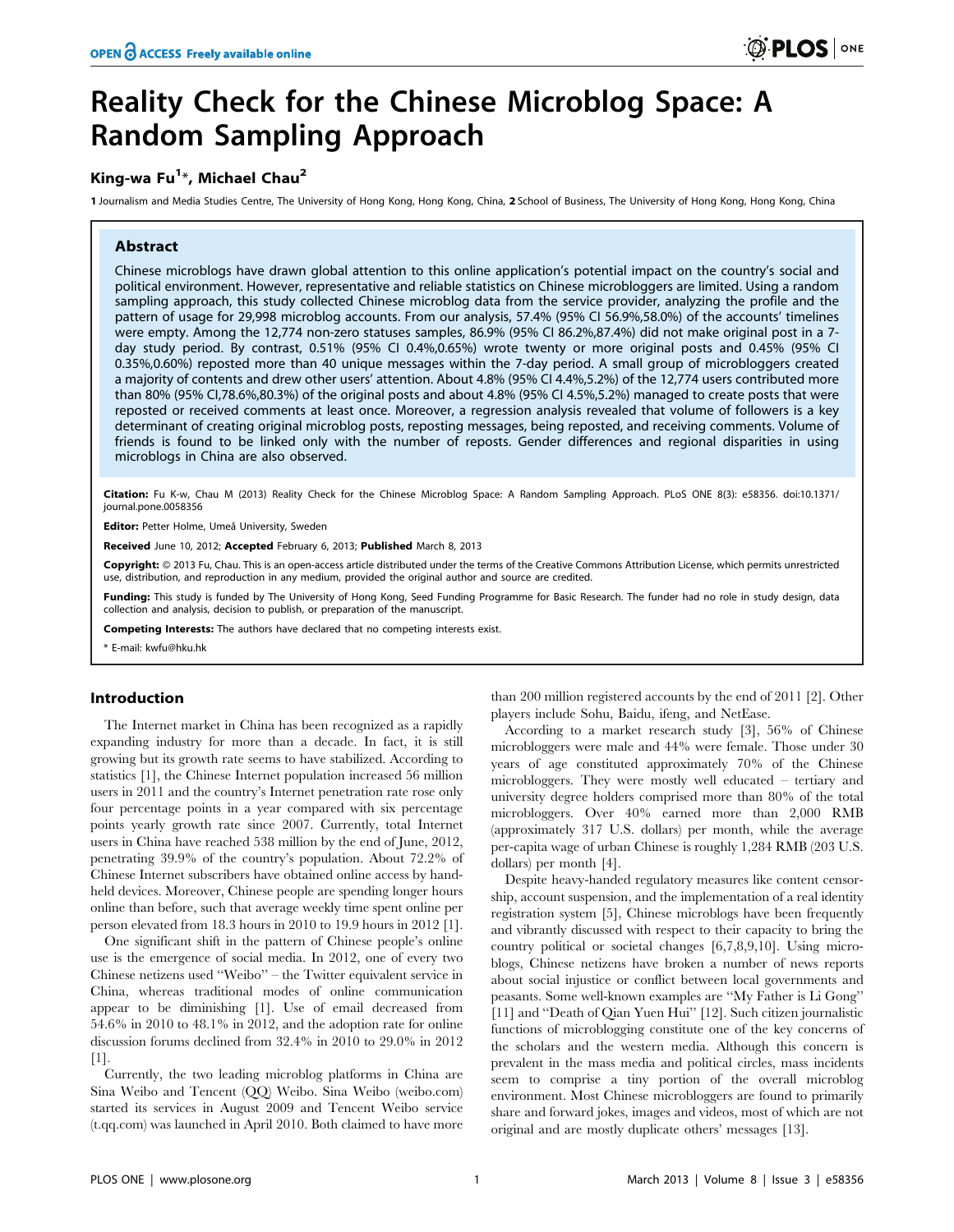# Reality Check for the Chinese Microblog Space: A Random Sampling Approach

**King-wa Fu[1]*, Michael Chau[2]**

1 Journalism and Media Studies Centre, The University of Hong Kong, Hong Kong, China, 2 School of Business, The University of Hong Kong, Hong Kong, China

## Abstract

Chinese microblogs have drawn global attention to this online application's potential impact on the country's social and political environment. However, representative and reliable statistics on Chinese microbloggers are limited. Using a random sampling approach, this study collected Chinese microblog data from the service provider, analyzing the profile and the pattern of usage for 29,998 microblog accounts. From our analysis, 57.4% (95% CI 56.9%,58.0%) of the accounts' timelines were empty. Among the 12,774 non-zero statuses samples, 86.9% (95% CI 86.2%,87.4%) did not make original post in a 7-day study period. By contrast, 0.51% (95% CI 0.4%,0.65%) wrote twenty or more original posts and 0.45% (95% CI 0.35%,0.60%) reposted more than 40 unique messages within the 7-day period. A small group of microbloggers created a majority of contents and drew other users' attention. About 4.8% (95% CI 4.4%,5.2%) of the 12,774 users contributed more than 80% (95% CI,78.6%,80.3%) of the original posts and about 4.8% (95% CI 4.5%,5.2%) managed to create posts that were reposted or received comments at least once. Moreover, a regression analysis revealed that volume of followers is a key determinant of creating original microblog posts, reposting messages, being reposted, and receiving comments. Volume of friends is found to be linked only with the number of reposts. Gender differences and regional disparities in using microblogs in China are also observed.

**Citation:** Fu K-w, Chau M (2013) Reality Check for the Chinese Microblog Space: A Random Sampling Approach. PLoS ONE 8(3): e58356. doi:10.1371/journal.pone.0058356

**Editor:** Petter Holme, Umeå University, Sweden

**Received** June 10, 2012; **Accepted** February 6, 2013; **Published** March 8, 2013

**Copyright:** © 2013 Fu, Chau. This is an open-access article distributed under the terms of the Creative Commons Attribution License, which permits unrestricted use, distribution, and reproduction in any medium, provided the original author and source are credited.

**Funding:** This study is funded by The University of Hong Kong, Seed Funding Programme for Basic Research. The funder had no role in study design, data collection and analysis, decision to publish, or preparation of the manuscript.

**Competing Interests:** The authors have declared that no competing interests exist.

\* E-mail: kwfu@hku.hk

## Introduction

The Internet market in China has been recognized as a rapidly expanding industry for more than a decade. In fact, it is still growing but its growth rate seems to have stabilized. According to statistics [1], the Chinese Internet population increased 56 million users in 2011 and the country's Internet penetration rate rose only four percentage points in a year compared with six percentage points yearly growth rate since 2007. Currently, total Internet users in China have reached 538 million by the end of June, 2012, penetrating 39.9% of the country's population. About 72.2% of Chinese Internet subscribers have obtained online access by handheld devices. Moreover, Chinese people are spending longer hours online than before, such that average weekly time spent online per person elevated from 18.3 hours in 2010 to 19.9 hours in 2012 [1].

One significant shift in the pattern of Chinese people's online use is the emergence of social media. In 2012, one of every two Chinese netizens used "Weibo" – the Twitter equivalent service in China, whereas traditional modes of online communication appear to be diminishing [1]. Use of email decreased from 54.6% in 2010 to 48.1% in 2012, and the adoption rate for online discussion forums declined from 32.4% in 2010 to 29.0% in 2012 [1].

Currently, the two leading microblog platforms in China are Sina Weibo and Tencent (QQ) Weibo. Sina Weibo (weibo.com) started its services in August 2009 and Tencent Weibo service (t.qq.com) was launched in April 2010. Both claimed to have more than 200 million registered accounts by the end of 2011 [2]. Other players include Sohu, Baidu, ifeng, and NetEase.

According to a market research study [3], 56% of Chinese microbloggers were male and 44% were female. Those under 30 years of age constituted approximately 70% of the Chinese microbloggers. They were mostly well educated – tertiary and university degree holders comprised more than 80% of the total microbloggers. Over 40% earned more than 2,000 RMB (approximately 317 U.S. dollars) per month, while the average per-capita wage of urban Chinese is roughly 1,284 RMB (203 U.S. dollars) per month [4].

Despite heavy-handed regulatory measures like content censorship, account suspension, and the implementation of a real identity registration system [5], Chinese microblogs have been frequently and vibrantly discussed with respect to their capacity to bring the country political or societal changes [6,7,8,9,10]. Using microblogs, Chinese netizens have broken a number of news reports about social injustice or conflict between local governments and peasants. Some well-known examples are "My Father is Li Gong" [11] and "Death of Qian Yuen Hui" [12]. Such citizen journalistic functions of microblogging constitute one of the key concerns of the scholars and the western media. Although this concern is prevalent in the mass media and political circles, mass incidents seem to comprise a tiny portion of the overall microblog environment. Most Chinese microbloggers are found to primarily share and forward jokes, images and videos, most of which are not original and are mostly duplicate others' messages [13].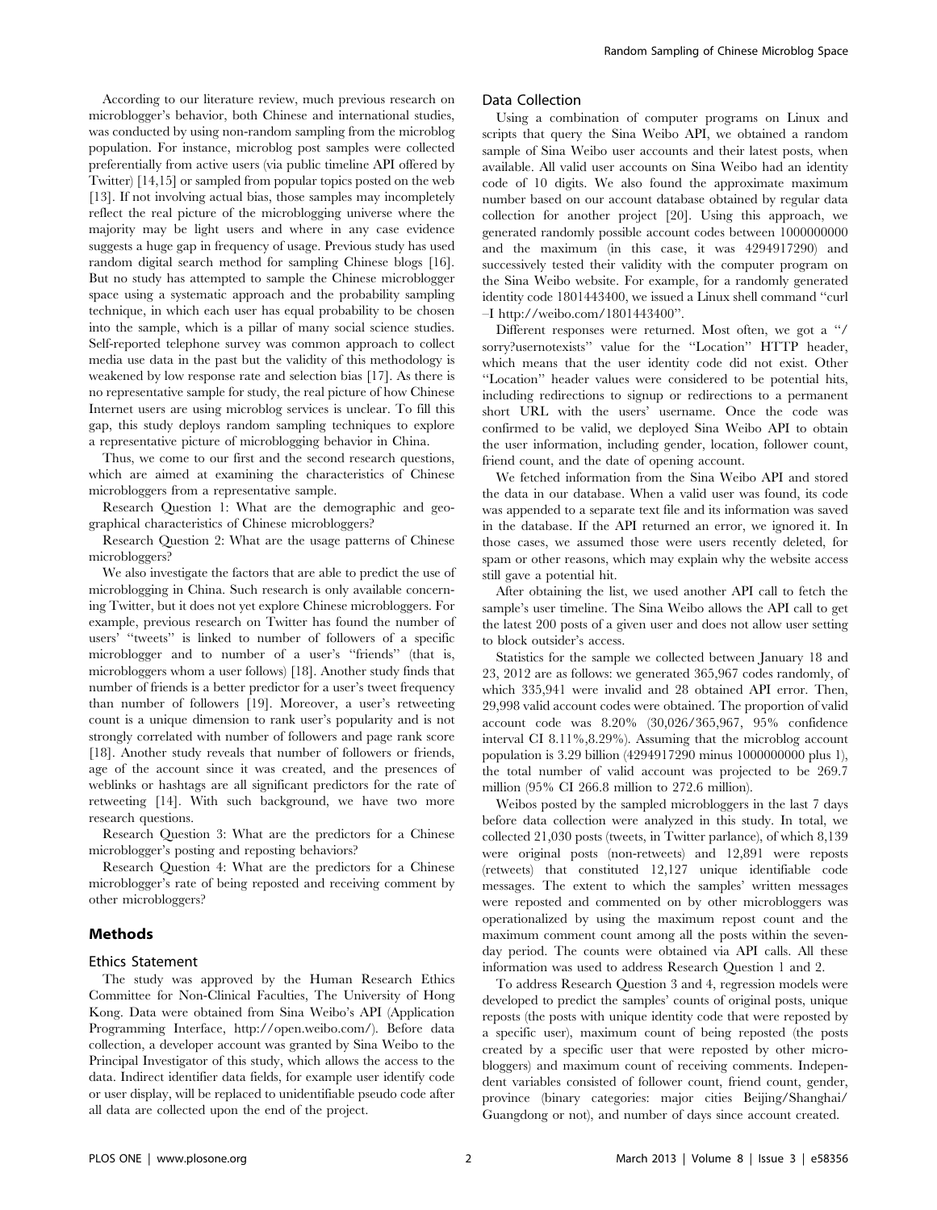According to our literature review, much previous research on microblogger's behavior, both Chinese and international studies, was conducted by using non-random sampling from the microblog population. For instance, microblog post samples were collected preferentially from active users (via public timeline API offered by Twitter) [14,15] or sampled from popular topics posted on the web [13]. If not involving actual bias, those samples may incompletely reflect the real picture of the microblogging universe where the majority may be light users and where in any case evidence suggests a huge gap in frequency of usage. Previous study has used random digital search method for sampling Chinese blogs [16]. But no study has attempted to sample the Chinese microblogger space using a systematic approach and the probability sampling technique, in which each user has equal probability to be chosen into the sample, which is a pillar of many social science studies. Self-reported telephone survey was common approach to collect media use data in the past but the validity of this methodology is weakened by low response rate and selection bias [17]. As there is no representative sample for study, the real picture of how Chinese Internet users are using microblog services is unclear. To fill this gap, this study deploys random sampling techniques to explore a representative picture of microblogging behavior in China.

Thus, we come to our first and the second research questions, which are aimed at examining the characteristics of Chinese microbloggers from a representative sample.

Research Question 1: What are the demographic and geographical characteristics of Chinese microbloggers?

Research Question 2: What are the usage patterns of Chinese microbloggers?

We also investigate the factors that are able to predict the use of microblogging in China. Such research is only available concerning Twitter, but it does not yet explore Chinese microbloggers. For example, previous research on Twitter has found the number of users' "tweets" is linked to number of followers of a specific microblogger and to number of a user's "friends" (that is, microbloggers whom a user follows) [18]. Another study finds that number of friends is a better predictor for a user's tweet frequency than number of followers [19]. Moreover, a user's retweeting count is a unique dimension to rank user's popularity and is not strongly correlated with number of followers and page rank score [18]. Another study reveals that number of followers or friends, age of the account since it was created, and the presences of weblinks or hashtags are all significant predictors for the rate of retweeting [14]. With such background, we have two more research questions.

Research Question 3: What are the predictors for a Chinese microblogger's posting and reposting behaviors?

Research Question 4: What are the predictors for a Chinese microblogger's rate of being reposted and receiving comment by other microbloggers?

## Methods

### Ethics Statement

The study was approved by the Human Research Ethics Committee for Non-Clinical Faculties, The University of Hong Kong. Data were obtained from Sina Weibo's API (Application Programming Interface, http://open.weibo.com/). Before data collection, a developer account was granted by Sina Weibo to the Principal Investigator of this study, which allows the access to the data. Indirect identifier data fields, for example user identify code or user display, will be replaced to unidentifiable pseudo code after all data are collected upon the end of the project.

### Data Collection

Using a combination of computer programs on Linux and scripts that query the Sina Weibo API, we obtained a random sample of Sina Weibo user accounts and their latest posts, when available. All valid user accounts on Sina Weibo had an identity code of 10 digits. We also found the approximate maximum number based on our account database obtained by regular data collection for another project [20]. Using this approach, we generated randomly possible account codes between 1000000000 and the maximum (in this case, it was 4294917290) and successively tested their validity with the computer program on the Sina Weibo website. For example, for a randomly generated identity code 1801443400, we issued a Linux shell command "curl –I http://weibo.com/1801443400".

Different responses were returned. Most often, we got a "/sorry?usernotexists" value for the "Location" HTTP header, which means that the user identity code did not exist. Other "Location" header values were considered to be potential hits, including redirections to signup or redirections to a permanent short URL with the users' username. Once the code was confirmed to be valid, we deployed Sina Weibo API to obtain the user information, including gender, location, follower count, friend count, and the date of opening account.

We fetched information from the Sina Weibo API and stored the data in our database. When a valid user was found, its code was appended to a separate text file and its information was saved in the database. If the API returned an error, we ignored it. In those cases, we assumed those were users recently deleted, for spam or other reasons, which may explain why the website access still gave a potential hit.

After obtaining the list, we used another API call to fetch the sample's user timeline. The Sina Weibo allows the API call to get the latest 200 posts of a given user and does not allow user setting to block outsider's access.

Statistics for the sample we collected between January 18 and 23, 2012 are as follows: we generated 365,967 codes randomly, of which 335,941 were invalid and 28 obtained API error. Then, 29,998 valid account codes were obtained. The proportion of valid account code was 8.20% (30,026/365,967, 95% confidence interval CI 8.11%,8.29%). Assuming that the microblog account population is 3.29 billion (4294917290 minus 1000000000 plus 1), the total number of valid account was projected to be 269.7 million (95% CI 266.8 million to 272.6 million).

Weibos posted by the sampled microbloggers in the last 7 days before data collection were analyzed in this study. In total, we collected 21,030 posts (tweets, in Twitter parlance), of which 8,139 were original posts (non-retweets) and 12,891 were reposts (retweets) that constituted 12,127 unique identifiable code messages. The extent to which the samples' written messages were reposted and commented on by other microbloggers was operationalized by using the maximum repost count and the maximum comment count among all the posts within the seven-day period. The counts were obtained via API calls. All these information was used to address Research Question 1 and 2.

To address Research Question 3 and 4, regression models were developed to predict the samples' counts of original posts, unique reposts (the posts with unique identity code that were reposted by a specific user), maximum count of being reposted (the posts created by a specific user that were reposted by other microbloggers) and maximum count of receiving comments. Independent variables consisted of follower count, friend count, gender, province (binary categories: major cities Beijing/Shanghai/Guangdong or not), and number of days since account created.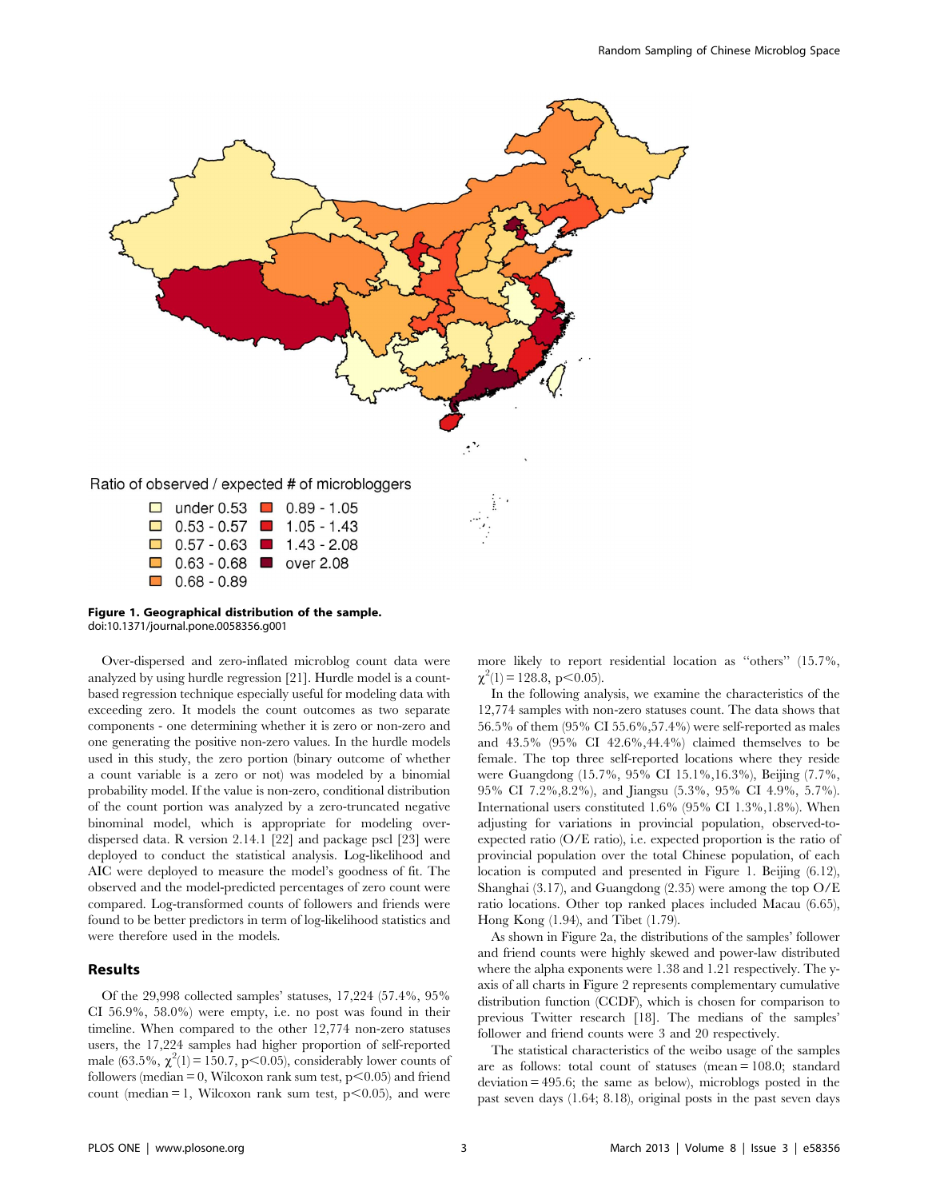Ratio of observed / expected # of microbloggers

- under 0.53
- 0.53 - 0.57
- 0.57 - 0.63
- 0.63 - 0.68
- 0.68 - 0.89
- 0.89 - 1.05
- 1.05 - 1.43
- 1.43 - 2.08
- over 2.08

**Figure 1. Geographical distribution of the sample.**
doi:10.1371/journal.pone.0058356.g001

Over-dispersed and zero-inflated microblog count data were analyzed by using hurdle regression [21]. Hurdle model is a count-based regression technique especially useful for modeling data with exceeding zero. It models the count outcomes as two separate components - one determining whether it is zero or non-zero and one generating the positive non-zero values. In the hurdle models used in this study, the zero portion (binary outcome of whether a count variable is a zero or not) was modeled by a binomial probability model. If the value is non-zero, conditional distribution of the count portion was analyzed by a zero-truncated negative binominal model, which is appropriate for modeling over-dispersed data. R version 2.14.1 [22] and package pscl [23] were deployed to conduct the statistical analysis. Log-likelihood and AIC were deployed to measure the model's goodness of fit. The observed and the model-predicted percentages of zero count were compared. Log-transformed counts of followers and friends were found to be better predictors in term of log-likelihood statistics and were therefore used in the models.

## Results

Of the 29,998 collected samples' statuses, 17,224 (57.4%, 95% CI 56.9%, 58.0%) were empty, i.e. no post was found in their timeline. When compared to the other 12,774 non-zero statuses users, the 17,224 samples had higher proportion of self-reported male (63.5%, $\chi^2(1) = 150.7$, $p<0.05$), considerably lower counts of followers (median = 0, Wilcoxon rank sum test, $p<0.05$) and friend count (median = 1, Wilcoxon rank sum test, $p<0.05$), and were more likely to report residential location as "others" (15.7%, $\chi^2(1) = 128.8$, $p<0.05$).

In the following analysis, we examine the characteristics of the 12,774 samples with non-zero statuses count. The data shows that 56.5% of them (95% CI 55.6%,57.4%) were self-reported as males and 43.5% (95% CI 42.6%,44.4%) claimed themselves to be female. The top three self-reported locations where they reside were Guangdong (15.7%, 95% CI 15.1%,16.3%), Beijing (7.7%, 95% CI 7.2%,8.2%), and Jiangsu (5.3%, 95% CI 4.9%, 5.7%). International users constituted 1.6% (95% CI 1.3%,1.8%). When adjusting for variations in provincial population, observed-to-expected ratio (O/E ratio), i.e. expected proportion is the ratio of provincial population over the total Chinese population, of each location is computed and presented in Figure 1. Beijing (6.12), Shanghai (3.17), and Guangdong (2.35) were among the top O/E ratio locations. Other top ranked places included Macau (6.65), Hong Kong (1.94), and Tibet (1.79).

As shown in Figure 2a, the distributions of the samples' follower and friend counts were highly skewed and power-law distributed where the alpha exponents were 1.38 and 1.21 respectively. The y-axis of all charts in Figure 2 represents complementary cumulative distribution function (CCDF), which is chosen for comparison to previous Twitter research [18]. The medians of the samples' follower and friend counts were 3 and 20 respectively.

The statistical characteristics of the weibo usage of the samples are as follows: total count of statuses (mean = 108.0; standard deviation = 495.6; the same as below), microblogs posted in the past seven days (1.64; 8.18), original posts in the past seven days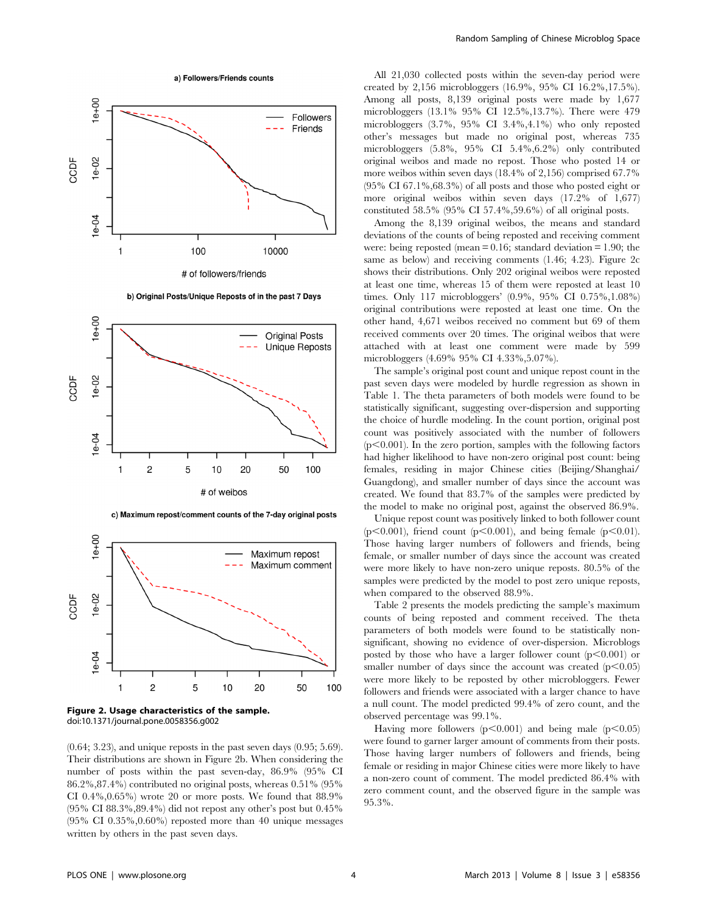**Figure 2. Usage characteristics of the sample.**
doi:10.1371/journal.pone.0058356.g002

(0.64; 3.23), and unique reposts in the past seven days (0.95; 5.69). Their distributions are shown in Figure 2b. When considering the number of posts within the past seven-day, 86.9% (95% CI 86.2%,87.4%) contributed no original posts, whereas 0.51% (95% CI 0.4%,0.65%) wrote 20 or more posts. We found that 88.9% (95% CI 88.3%,89.4%) did not repost any other's post but 0.45% (95% CI 0.35%,0.60%) reposted more than 40 unique messages written by others in the past seven days.

All 21,030 collected posts within the seven-day period were created by 2,156 microbloggers (16.9%, 95% CI 16.2%,17.5%). Among all posts, 8,139 original posts were made by 1,677 microbloggers (13.1% 95% CI 12.5%,13.7%). There were 479 microbloggers (3.7%, 95% CI 3.4%,4.1%) who only reposted other's messages but made no original post, whereas 735 microbloggers (5.8%, 95% CI 5.4%,6.2%) only contributed original weibos and made no repost. Those who posted 14 or more weibos within seven days (18.4% of 2,156) comprised 67.7% (95% CI 67.1%,68.3%) of all posts and those who posted eight or more original weibos within seven days (17.2% of 1,677) constituted 58.5% (95% CI 57.4%,59.6%) of all original posts.

Among the 8,139 original weibos, the means and standard deviations of the counts of being reposted and receiving comment were: being reposted (mean = 0.16; standard deviation = 1.90; the same as below) and receiving comments (1.46; 4.23). Figure 2c shows their distributions. Only 202 original weibos were reposted at least one time, whereas 15 of them were reposted at least 10 times. Only 117 microbloggers' (0.9%, 95% CI 0.75%,1.08%) original contributions were reposted at least one time. On the other hand, 4,671 weibos received no comment but 69 of them received comments over 20 times. The original weibos that were attached with at least one comment were made by 599 microbloggers (4.69% 95% CI 4.33%,5.07%).

The sample's original post count and unique repost count in the past seven days were modeled by hurdle regression as shown in Table 1. The theta parameters of both models were found to be statistically significant, suggesting over-dispersion and supporting the choice of hurdle modeling. In the count portion, original post count was positively associated with the number of followers ($p<0.001$). In the zero portion, samples with the following factors had higher likelihood to have non-zero original post count: being females, residing in major Chinese cities (Beijing/Shanghai/Guangdong), and smaller number of days since the account was created. We found that 83.7% of the samples were predicted by the model to make no original post, against the observed 86.9%.

Unique repost count was positively linked to both follower count ($p<0.001$), friend count ($p<0.001$), and being female ($p<0.01$). Those having larger numbers of followers and friends, being female, or smaller number of days since the account was created were more likely to have non-zero unique reposts. 80.5% of the samples were predicted by the model to post zero unique reposts, when compared to the observed 88.9%.

Table 2 presents the models predicting the sample's maximum counts of being reposted and comment received. The theta parameters of both models were found to be statistically non-significant, showing no evidence of over-dispersion. Microblogs posted by those who have a larger follower count ($p<0.001$) or smaller number of days since the account was created ($p<0.05$) were more likely to be reposted by other microbloggers. Fewer followers and friends were associated with a larger chance to have a null count. The model predicted 99.4% of zero count, and the observed percentage was 99.1%.

Having more followers ($p<0.001$) and being male ($p<0.05$) were found to garner larger amount of comments from their posts. Those having larger numbers of followers and friends, being female or residing in major Chinese cities were more likely to have a non-zero count of comment. The model predicted 86.4% with zero comment count, and the observed figure in the sample was 95.3%.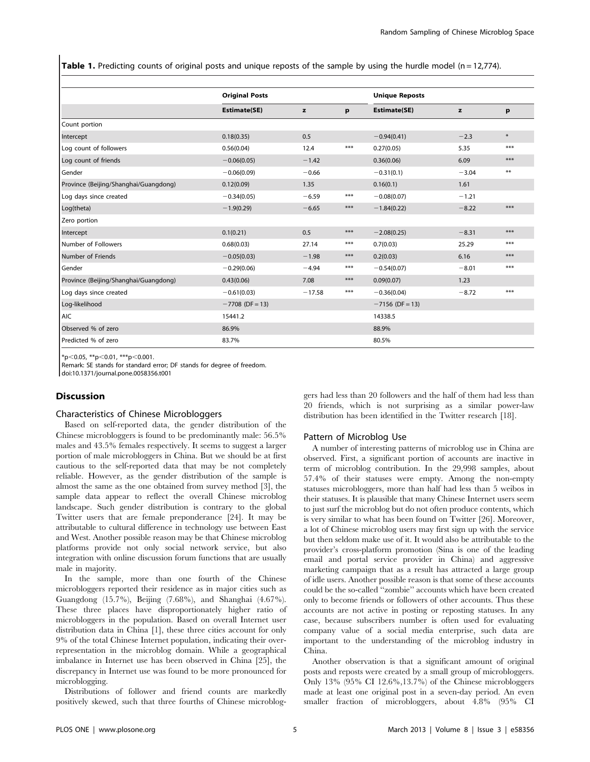**Table 1.** Predicting counts of original posts and unique reposts of the sample by using the hurdle model (n = 12,774).

| | Original Posts | | | Unique Reposts | | |
|---|---|---|---|---|---|---|
| | Estimate(SE) | z | p | Estimate(SE) | z | p |
| Count portion | | | | | | |
| Intercept | 0.18(0.35) | 0.5 | | −0.94(0.41) | −2.3 | * |
| Log count of followers | 0.56(0.04) | 12.4 | *** | 0.27(0.05) | 5.35 | *** |
| Log count of friends | −0.06(0.05) | −1.42 | | 0.36(0.06) | 6.09 | *** |
| Gender | −0.06(0.09) | −0.66 | | −0.31(0.1) | −3.04 | ** |
| Province (Beijing/Shanghai/Guangdong) | 0.12(0.09) | 1.35 | | 0.16(0.1) | 1.61 | |
| Log days since created | −0.34(0.05) | −6.59 | *** | −0.08(0.07) | −1.21 | |
| Log(theta) | −1.9(0.29) | −6.65 | *** | −1.84(0.22) | −8.22 | *** |
| Zero portion | | | | | | |
| Intercept | 0.1(0.21) | 0.5 | *** | −2.08(0.25) | −8.31 | *** |
| Number of Followers | 0.68(0.03) | 27.14 | *** | 0.7(0.03) | 25.29 | *** |
| Number of Friends | −0.05(0.03) | −1.98 | *** | 0.2(0.03) | 6.16 | *** |
| Gender | −0.29(0.06) | −4.94 | *** | −0.54(0.07) | −8.01 | *** |
| Province (Beijing/Shanghai/Guangdong) | 0.43(0.06) | 7.08 | *** | 0.09(0.07) | 1.23 | |
| Log days since created | −0.61(0.03) | −17.58 | *** | −0.36(0.04) | −8.72 | *** |
| Log-likelihood | −7708 (DF = 13) | | | −7156 (DF = 13) | | |
| AIC | 15441.2 | | | 14338.5 | | |
| Observed % of zero | 86.9% | | | 88.9% | | |
| Predicted % of zero | 83.7% | | | 80.5% | | |

*p<0.05, **p<0.01, ***p<0.001.
Remark: SE stands for standard error; DF stands for degree of freedom.
doi:10.1371/journal.pone.0058356.t001

## Discussion

### Characteristics of Chinese Microbloggers

Based on self-reported data, the gender distribution of the Chinese microbloggers is found to be predominantly male: 56.5% males and 43.5% females respectively. It seems to suggest a larger portion of male microbloggers in China. But we should be at first cautious to the self-reported data that may be not completely reliable. However, as the gender distribution of the sample is almost the same as the one obtained from survey method [3], the sample data appear to reflect the overall Chinese microblog landscape. Such gender distribution is contrary to the global Twitter users that are female preponderance [24]. It may be attributable to cultural difference in technology use between East and West. Another possible reason may be that Chinese microblog platforms provide not only social network service, but also integration with online discussion forum functions that are usually male in majority.

In the sample, more than one fourth of the Chinese microbloggers reported their residence as in major cities such as Guangdong (15.7%), Beijing (7.68%), and Shanghai (4.67%). These three places have disproportionately higher ratio of microbloggers in the population. Based on overall Internet user distribution data in China [1], these three cities account for only 9% of the total Chinese Internet population, indicating their over-representation in the microblog domain. While a geographical imbalance in Internet use has been observed in China [25], the discrepancy in Internet use was found to be more pronounced for microblogging.

Distributions of follower and friend counts are markedly positively skewed, such that three fourths of Chinese microbloggers had less than 20 followers and the half of them had less than 20 friends, which is not surprising as a similar power-law distribution has been identified in the Twitter research [18].

### Pattern of Microblog Use

A number of interesting patterns of microblog use in China are observed. First, a significant portion of accounts are inactive in term of microblog contribution. In the 29,998 samples, about 57.4% of their statuses were empty. Among the non-empty statuses microbloggers, more than half had less than 5 weibos in their statuses. It is plausible that many Chinese Internet users seem to just surf the microblog but do not often produce contents, which is very similar to what has been found on Twitter [26]. Moreover, a lot of Chinese microblog users may first sign up with the service but then seldom make use of it. It would also be attributable to the provider's cross-platform promotion (Sina is one of the leading email and portal service provider in China) and aggressive marketing campaign that as a result has attracted a large group of idle users. Another possible reason is that some of these accounts could be the so-called "zombie" accounts which have been created only to become friends or followers of other accounts. Thus these accounts are not active in posting or reposting statuses. In any case, because subscribers number is often used for evaluating company value of a social media enterprise, such data are important to the understanding of the microblog industry in China.

Another observation is that a significant amount of original posts and reposts were created by a small group of microbloggers. Only 13% (95% CI 12.6%,13.7%) of the Chinese microbloggers made at least one original post in a seven-day period. An even smaller fraction of microbloggers, about 4.8% (95% CI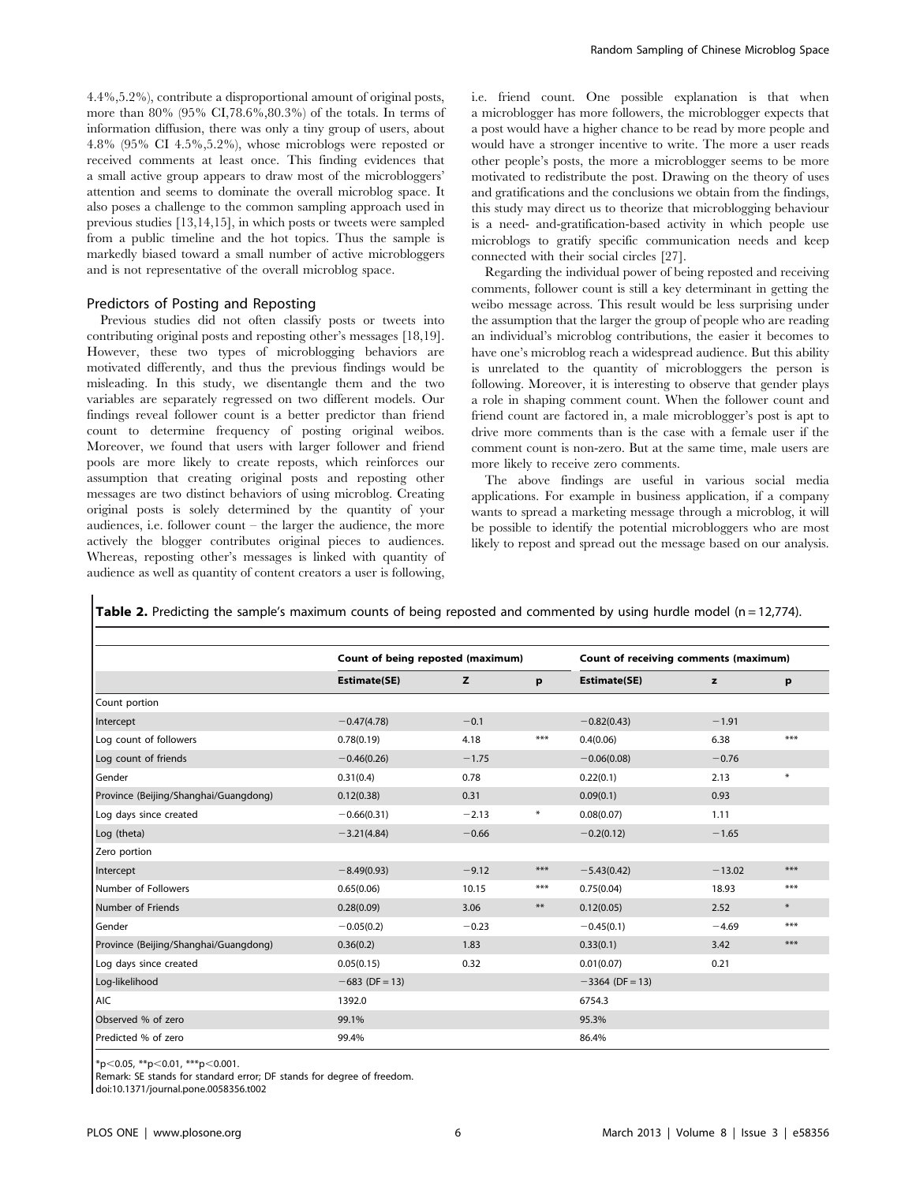4.4%,5.2%), contribute a disproportional amount of original posts, more than 80% (95% CI,78.6%,80.3%) of the totals. In terms of information diffusion, there was only a tiny group of users, about 4.8% (95% CI 4.5%,5.2%), whose microblogs were reposted or received comments at least once. This finding evidences that a small active group appears to draw most of the microbloggers' attention and seems to dominate the overall microblog space. It also poses a challenge to the common sampling approach used in previous studies [13,14,15], in which posts or tweets were sampled from a public timeline and the hot topics. Thus the sample is markedly biased toward a small number of active microbloggers and is not representative of the overall microblog space.

## Predictors of Posting and Reposting

Previous studies did not often classify posts or tweets into contributing original posts and reposting other's messages [18,19]. However, these two types of microblogging behaviors are motivated differently, and thus the previous findings would be misleading. In this study, we disentangle them and the two variables are separately regressed on two different models. Our findings reveal follower count is a better predictor than friend count to determine frequency of posting original weibos. Moreover, we found that users with larger follower and friend pools are more likely to create reposts, which reinforces our assumption that creating original posts and reposting other messages are two distinct behaviors of using microblog. Creating original posts is solely determined by the quantity of your audiences, i.e. follower count – the larger the audience, the more actively the blogger contributes original pieces to audiences. Whereas, reposting other's messages is linked with quantity of audience as well as quantity of content creators a user is following, i.e. friend count. One possible explanation is that when a microblogger has more followers, the microblogger expects that a post would have a higher chance to be read by more people and would have a stronger incentive to write. The more a user reads other people's posts, the more a microblogger seems to be more motivated to redistribute the post. Drawing on the theory of uses and gratifications and the conclusions we obtain from the findings, this study may direct us to theorize that microblogging behaviour is a need- and-gratification-based activity in which people use microblogs to gratify specific communication needs and keep connected with their social circles [27].

Regarding the individual power of being reposted and receiving comments, follower count is still a key determinant in getting the weibo message across. This result would be less surprising under the assumption that the larger the group of people who are reading an individual's microblog contributions, the easier it becomes to have one's microblog reach a widespread audience. But this ability is unrelated to the quantity of microbloggers the person is following. Moreover, it is interesting to observe that gender plays a role in shaping comment count. When the follower count and friend count are factored in, a male microblogger's post is apt to drive more comments than is the case with a female user if the comment count is non-zero. But at the same time, male users are more likely to receive zero comments.

The above findings are useful in various social media applications. For example in business application, if a company wants to spread a marketing message through a microblog, it will be possible to identify the potential microbloggers who are most likely to repost and spread out the message based on our analysis.

**Table 2.** Predicting the sample's maximum counts of being reposted and commented by using hurdle model (n = 12,774).

| | Count of being reposted (maximum) | | | Count of receiving comments (maximum) | | |
|---|---|---|---|---|---|---|
| | **Estimate(SE)** | **Z** | **p** | **Estimate(SE)** | **z** | **p** |
| Count portion | | | | | | |
| Intercept | −0.47(4.78) | −0.1 | | −0.82(0.43) | −1.91 | |
| Log count of followers | 0.78(0.19) | 4.18 | *** | 0.4(0.06) | 6.38 | *** |
| Log count of friends | −0.46(0.26) | −1.75 | | −0.06(0.08) | −0.76 | |
| Gender | 0.31(0.4) | 0.78 | | 0.22(0.1) | 2.13 | * |
| Province (Beijing/Shanghai/Guangdong) | 0.12(0.38) | 0.31 | | 0.09(0.1) | 0.93 | |
| Log days since created | −0.66(0.31) | −2.13 | * | 0.08(0.07) | 1.11 | |
| Log (theta) | −3.21(4.84) | −0.66 | | −0.2(0.12) | −1.65 | |
| Zero portion | | | | | | |
| Intercept | −8.49(0.93) | −9.12 | *** | −5.43(0.42) | −13.02 | *** |
| Number of Followers | 0.65(0.06) | 10.15 | *** | 0.75(0.04) | 18.93 | *** |
| Number of Friends | 0.28(0.09) | 3.06 | ** | 0.12(0.05) | 2.52 | * |
| Gender | −0.05(0.2) | −0.23 | | −0.45(0.1) | −4.69 | *** |
| Province (Beijing/Shanghai/Guangdong) | 0.36(0.2) | 1.83 | | 0.33(0.1) | 3.42 | *** |
| Log days since created | 0.05(0.15) | 0.32 | | 0.01(0.07) | 0.21 | |
| Log-likelihood | −683 (DF = 13) | | | −3364 (DF = 13) | | |
| AIC | 1392.0 | | | 6754.3 | | |
| Observed % of zero | 99.1% | | | 95.3% | | |
| Predicted % of zero | 99.4% | | | 86.4% | | |

*$p<0.05$, **$p<0.01$, ***$p<0.001$.

Remark: SE stands for standard error; DF stands for degree of freedom.

doi:10.1371/journal.pone.0058356.t002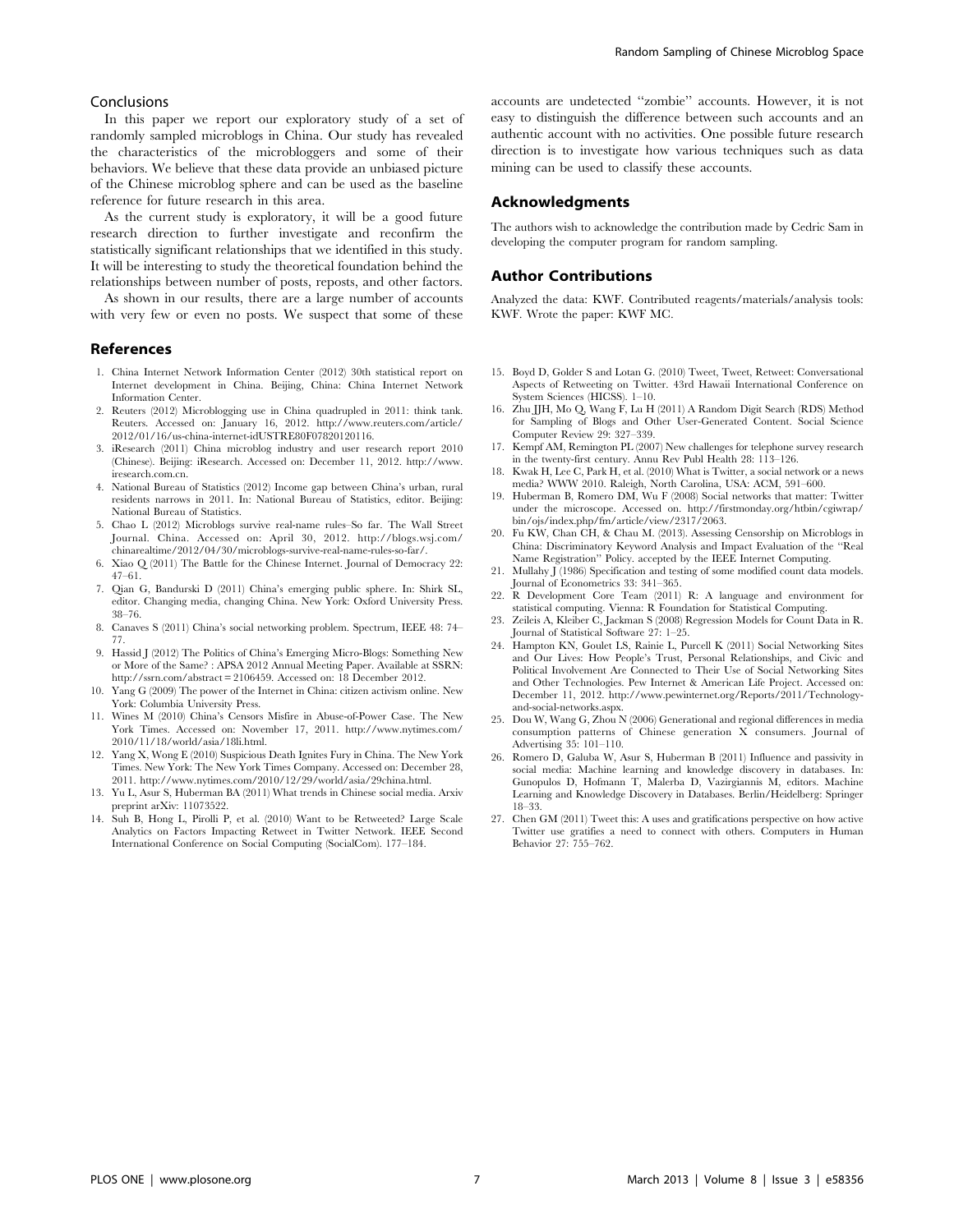## Conclusions

In this paper we report our exploratory study of a set of randomly sampled microblogs in China. Our study has revealed the characteristics of the microbloggers and some of their behaviors. We believe that these data provide an unbiased picture of the Chinese microblog sphere and can be used as the baseline reference for future research in this area.

As the current study is exploratory, it will be a good future research direction to further investigate and reconfirm the statistically significant relationships that we identified in this study. It will be interesting to study the theoretical foundation behind the relationships between number of posts, reposts, and other factors.

As shown in our results, there are a large number of accounts with very few or even no posts. We suspect that some of these accounts are undetected ''zombie'' accounts. However, it is not easy to distinguish the difference between such accounts and an authentic account with no activities. One possible future research direction is to investigate how various techniques such as data mining can be used to classify these accounts.

## Acknowledgments

The authors wish to acknowledge the contribution made by Cedric Sam in developing the computer program for random sampling.

## Author Contributions

Analyzed the data: KWF. Contributed reagents/materials/analysis tools: KWF. Wrote the paper: KWF MC.

## References

1. China Internet Network Information Center (2012) 30th statistical report on Internet development in China. Beijing, China: China Internet Network Information Center.
2. Reuters (2012) Microblogging use in China quadrupled in 2011: think tank. Reuters. Accessed on: January 16, 2012. http://www.reuters.com/article/2012/01/16/us-china-internet-idUSTRE80F07820120116.
3. iResearch (2011) China microblog industry and user research report 2010 (Chinese). Beijing: iResearch. Accessed on: December 11, 2012. http://www.iresearch.com.cn.
4. National Bureau of Statistics (2012) Income gap between China's urban, rural residents narrows in 2011. In: National Bureau of Statistics, editor. Beijing: National Bureau of Statistics.
5. Chao L (2012) Microblogs survive real-name rules–So far. The Wall Street Journal. China. Accessed on: April 30, 2012. http://blogs.wsj.com/chinarealtime/2012/04/30/microblogs-survive-real-name-rules-so-far/.
6. Xiao Q (2011) The Battle for the Chinese Internet. Journal of Democracy 22: 47–61.
7. Qian G, Bandurski D (2011) China's emerging public sphere. In: Shirk SL, editor. Changing media, changing China. New York: Oxford University Press. 38–76.
8. Canaves S (2011) China's social networking problem. Spectrum, IEEE 48: 74–77.
9. Hassid J (2012) The Politics of China's Emerging Micro-Blogs: Something New or More of the Same? : APSA 2012 Annual Meeting Paper. Available at SSRN: http://ssrn.com/abstract = 2106459. Accessed on: 18 December 2012.
10. Yang G (2009) The power of the Internet in China: citizen activism online. New York: Columbia University Press.
11. Wines M (2010) China's Censors Misfire in Abuse-of-Power Case. The New York Times. Accessed on: November 17, 2011. http://www.nytimes.com/2010/11/18/world/asia/18li.html.
12. Yang X, Wong E (2010) Suspicious Death Ignites Fury in China. The New York Times. New York: The New York Times Company. Accessed on: December 28, 2011. http://www.nytimes.com/2010/12/29/world/asia/29china.html.
13. Yu L, Asur S, Huberman BA (2011) What trends in Chinese social media. Arxiv preprint arXiv: 11073522.
14. Suh B, Hong L, Pirolli P, et al. (2010) Want to be Retweeted? Large Scale Analytics on Factors Impacting Retweet in Twitter Network. IEEE Second International Conference on Social Computing (SocialCom). 177–184.
15. Boyd D, Golder S and Lotan G. (2010) Tweet, Tweet, Retweet: Conversational Aspects of Retweeting on Twitter. 43rd Hawaii International Conference on System Sciences (HICSS). 1–10.
16. Zhu JJH, Mo Q, Wang F, Lu H (2011) A Random Digit Search (RDS) Method for Sampling of Blogs and Other User-Generated Content. Social Science Computer Review 29: 327–339.
17. Kempf AM, Remington PL (2007) New challenges for telephone survey research in the twenty-first century. Annu Rev Publ Health 28: 113–126.
18. Kwak H, Lee C, Park H, et al. (2010) What is Twitter, a social network or a news media? WWW 2010. Raleigh, North Carolina, USA: ACM, 591–600.
19. Huberman B, Romero DM, Wu F (2008) Social networks that matter: Twitter under the microscope. Accessed on. http://firstmonday.org/htbin/cgiwrap/bin/ojs/index.php/fm/article/view/2317/2063.
20. Fu KW, Chan CH, & Chau M. (2013). Assessing Censorship on Microblogs in China: Discriminatory Keyword Analysis and Impact Evaluation of the ''Real Name Registration'' Policy. accepted by the IEEE Internet Computing.
21. Mullahy J (1986) Specification and testing of some modified count data models. Journal of Econometrics 33: 341–365.
22. R Development Core Team (2011) R: A language and environment for statistical computing. Vienna: R Foundation for Statistical Computing.
23. Zeileis A, Kleiber C, Jackman S (2008) Regression Models for Count Data in R. Journal of Statistical Software 27: 1–25.
24. Hampton KN, Goulet LS, Rainie L, Purcell K (2011) Social Networking Sites and Our Lives: How People's Trust, Personal Relationships, and Civic and Political Involvement Are Connected to Their Use of Social Networking Sites and Other Technologies. Pew Internet & American Life Project. Accessed on: December 11, 2012. http://www.pewinternet.org/Reports/2011/Technology-and-social-networks.aspx.
25. Dou W, Wang G, Zhou N (2006) Generational and regional differences in media consumption patterns of Chinese generation X consumers. Journal of Advertising 35: 101–110.
26. Romero D, Galuba W, Asur S, Huberman B (2011) Influence and passivity in social media: Machine learning and knowledge discovery in databases. In: Gunopulos D, Hofmann T, Malerba D, Vazirgiannis M, editors. Machine Learning and Knowledge Discovery in Databases. Berlin/Heidelberg: Springer 18–33.
27. Chen GM (2011) Tweet this: A uses and gratifications perspective on how active Twitter use gratifies a need to connect with others. Computers in Human Behavior 27: 755–762.